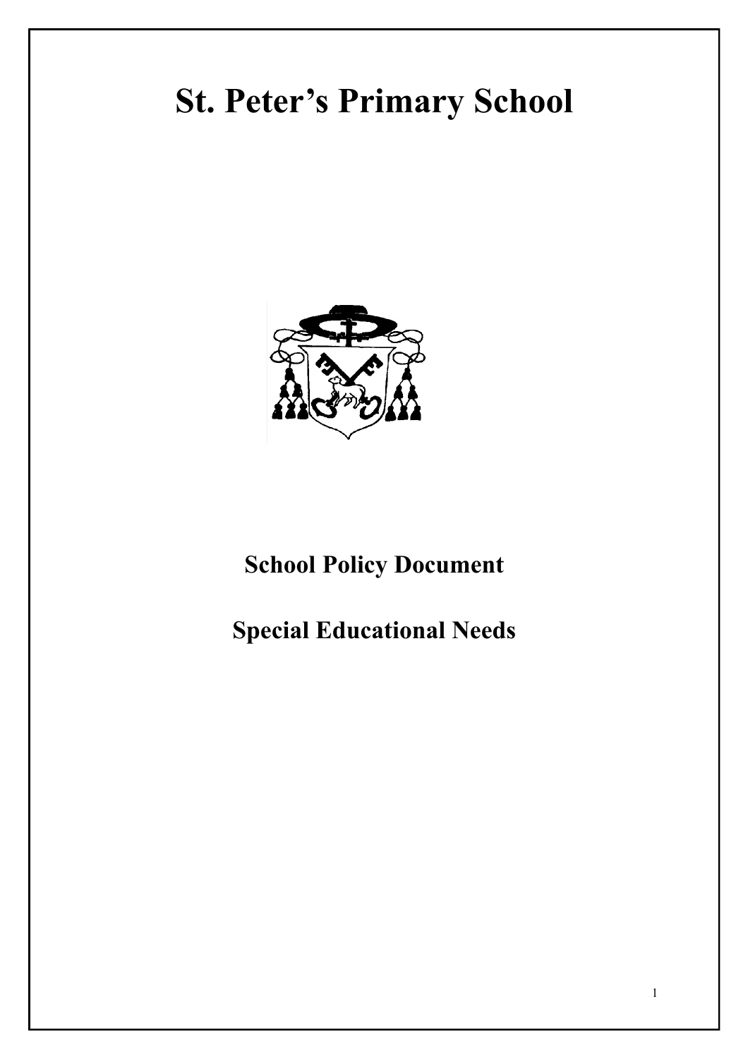# St. Peter's Primary School

## School Policy Document

## Special Educational Needs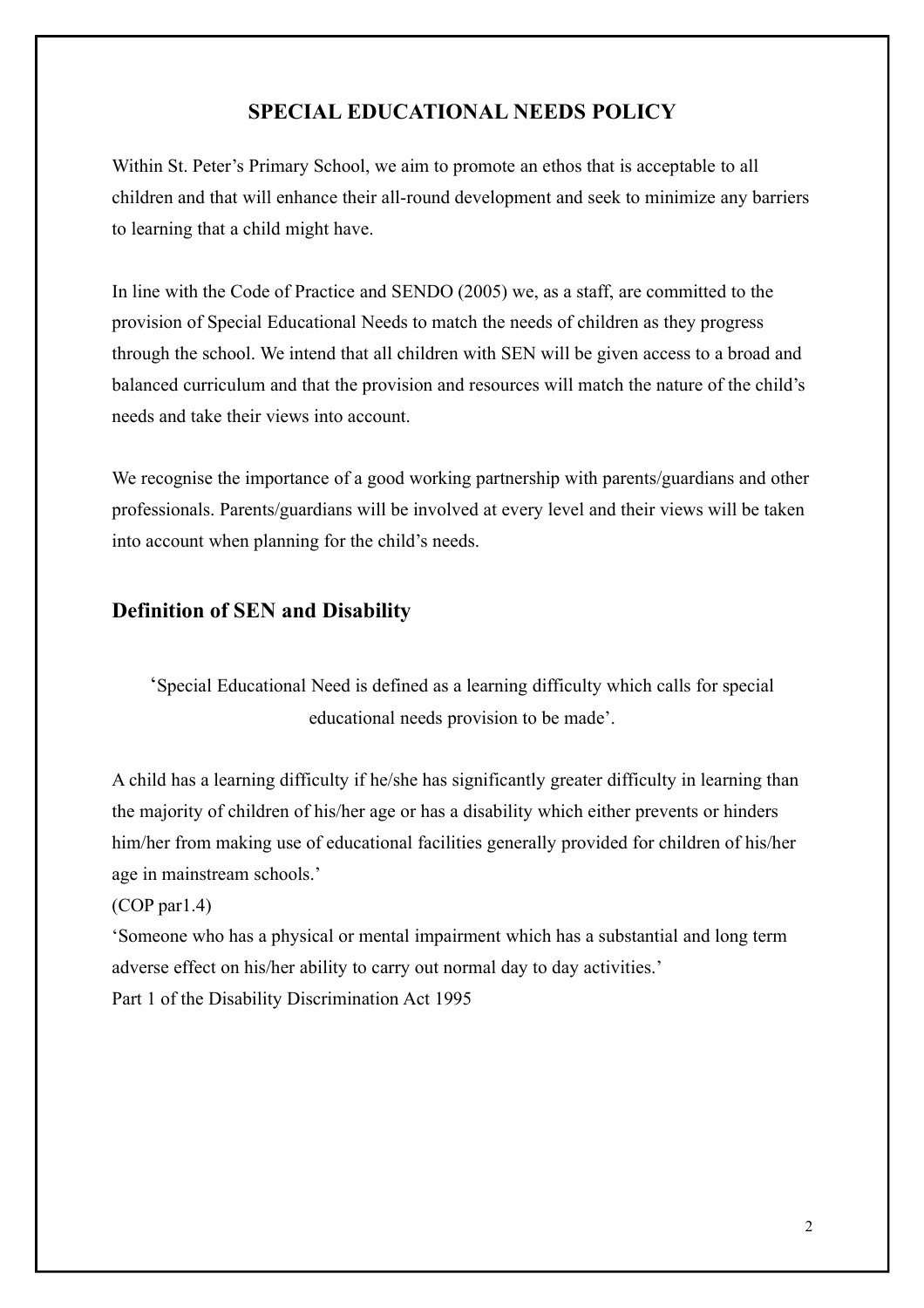# SPECIAL EDUCATIONAL NEEDS POLICY

Within St. Peter's Primary School, we aim to promote an ethos that is acceptable to all children and that will enhance their all-round development and seek to minimize any barriers to learning that a child might have.

In line with the Code of Practice and SENDO (2005) we, as a staff, are committed to the provision of Special Educational Needs to match the needs of children as they progress through the school. We intend that all children with SEN will be given access to a broad and balanced curriculum and that the provision and resources will match the nature of the child's needs and take their views into account.

We recognise the importance of a good working partnership with parents/guardians and other professionals. Parents/guardians will be involved at every level and their views will be taken into account when planning for the child's needs.

## Definition of SEN and Disability

'Special Educational Need is defined as a learning difficulty which calls for special educational needs provision to be made'.

A child has a learning difficulty if he/she has significantly greater difficulty in learning than the majority of children of his/her age or has a disability which either prevents or hinders him/her from making use of educational facilities generally provided for children of his/her age in mainstream schools.'

(COP par1.4)

'Someone who has a physical or mental impairment which has a substantial and long term adverse effect on his/her ability to carry out normal day to day activities.'

Part 1 of the Disability Discrimination Act 1995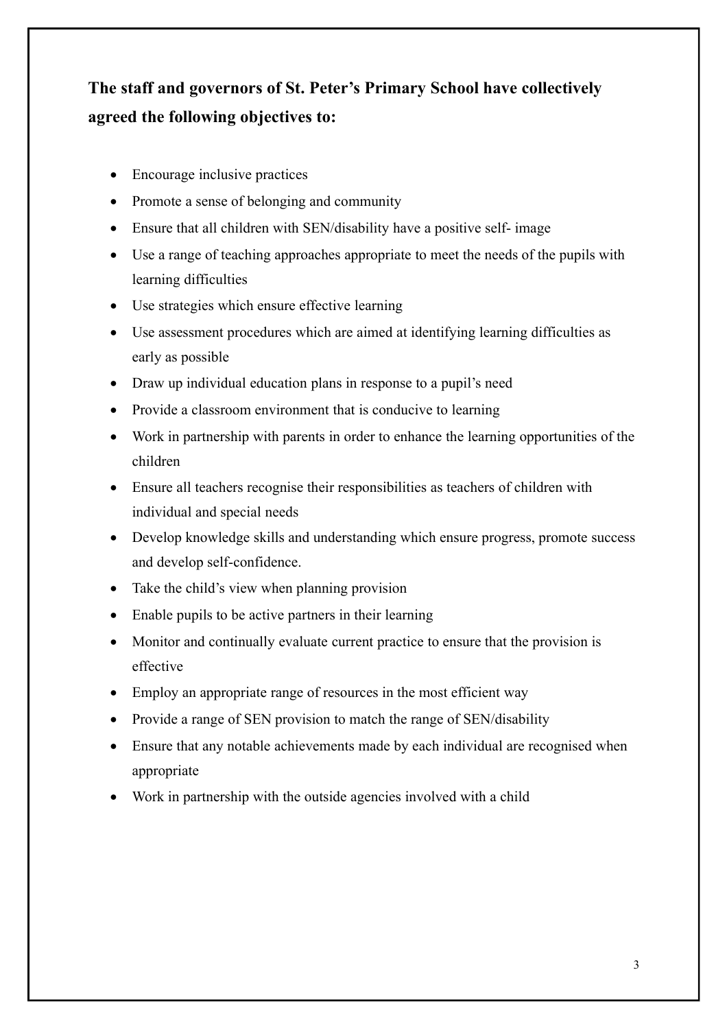**The staff and governors of St. Peter's Primary School have collectively agreed the following objectives to:**

- Encourage inclusive practices
- Promote a sense of belonging and community
- Ensure that all children with SEN/disability have a positive self- image
- Use a range of teaching approaches appropriate to meet the needs of the pupils with learning difficulties
- Use strategies which ensure effective learning
- Use assessment procedures which are aimed at identifying learning difficulties as early as possible
- Draw up individual education plans in response to a pupil's need
- Provide a classroom environment that is conducive to learning
- Work in partnership with parents in order to enhance the learning opportunities of the children
- Ensure all teachers recognise their responsibilities as teachers of children with individual and special needs
- Develop knowledge skills and understanding which ensure progress, promote success and develop self-confidence.
- Take the child's view when planning provision
- Enable pupils to be active partners in their learning
- Monitor and continually evaluate current practice to ensure that the provision is effective
- Employ an appropriate range of resources in the most efficient way
- Provide a range of SEN provision to match the range of SEN/disability
- Ensure that any notable achievements made by each individual are recognised when appropriate
- Work in partnership with the outside agencies involved with a child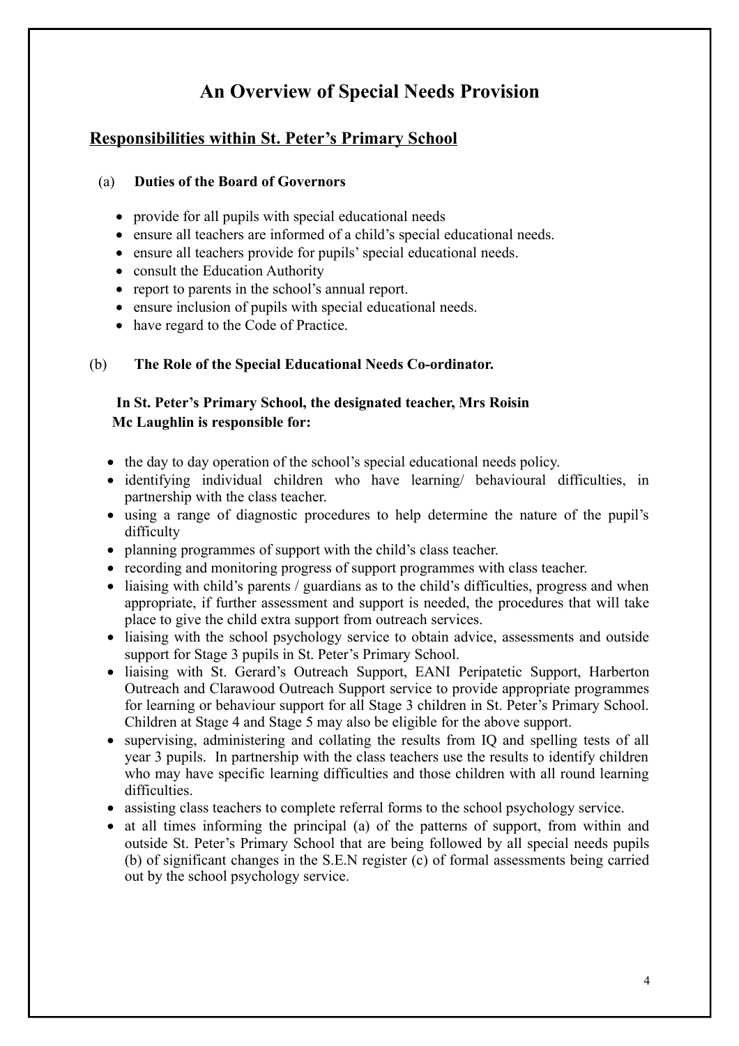# An Overview of Special Needs Provision

## Responsibilities within St. Peter's Primary School

### (a) Duties of the Board of Governors

- provide for all pupils with special educational needs
- ensure all teachers are informed of a child's special educational needs.
- ensure all teachers provide for pupils' special educational needs.
- consult the Education Authority
- report to parents in the school's annual report.
- ensure inclusion of pupils with special educational needs.
- have regard to the Code of Practice.

### (b) The Role of the Special Educational Needs Co-ordinator.

**In St. Peter's Primary School, the designated teacher, Mrs Roisin Mc Laughlin is responsible for:**

- the day to day operation of the school's special educational needs policy.
- identifying individual children who have learning/ behavioural difficulties, in partnership with the class teacher.
- using a range of diagnostic procedures to help determine the nature of the pupil's difficulty
- planning programmes of support with the child's class teacher.
- recording and monitoring progress of support programmes with class teacher.
- liaising with child's parents / guardians as to the child's difficulties, progress and when appropriate, if further assessment and support is needed, the procedures that will take place to give the child extra support from outreach services.
- liaising with the school psychology service to obtain advice, assessments and outside support for Stage 3 pupils in St. Peter's Primary School.
- liaising with St. Gerard's Outreach Support, EANI Peripatetic Support, Harberton Outreach and Clarawood Outreach Support service to provide appropriate programmes for learning or behaviour support for all Stage 3 children in St. Peter's Primary School. Children at Stage 4 and Stage 5 may also be eligible for the above support.
- supervising, administering and collating the results from IQ and spelling tests of all year 3 pupils. In partnership with the class teachers use the results to identify children who may have specific learning difficulties and those children with all round learning difficulties.
- assisting class teachers to complete referral forms to the school psychology service.
- at all times informing the principal (a) of the patterns of support, from within and outside St. Peter's Primary School that are being followed by all special needs pupils (b) of significant changes in the S.E.N register (c) of formal assessments being carried out by the school psychology service.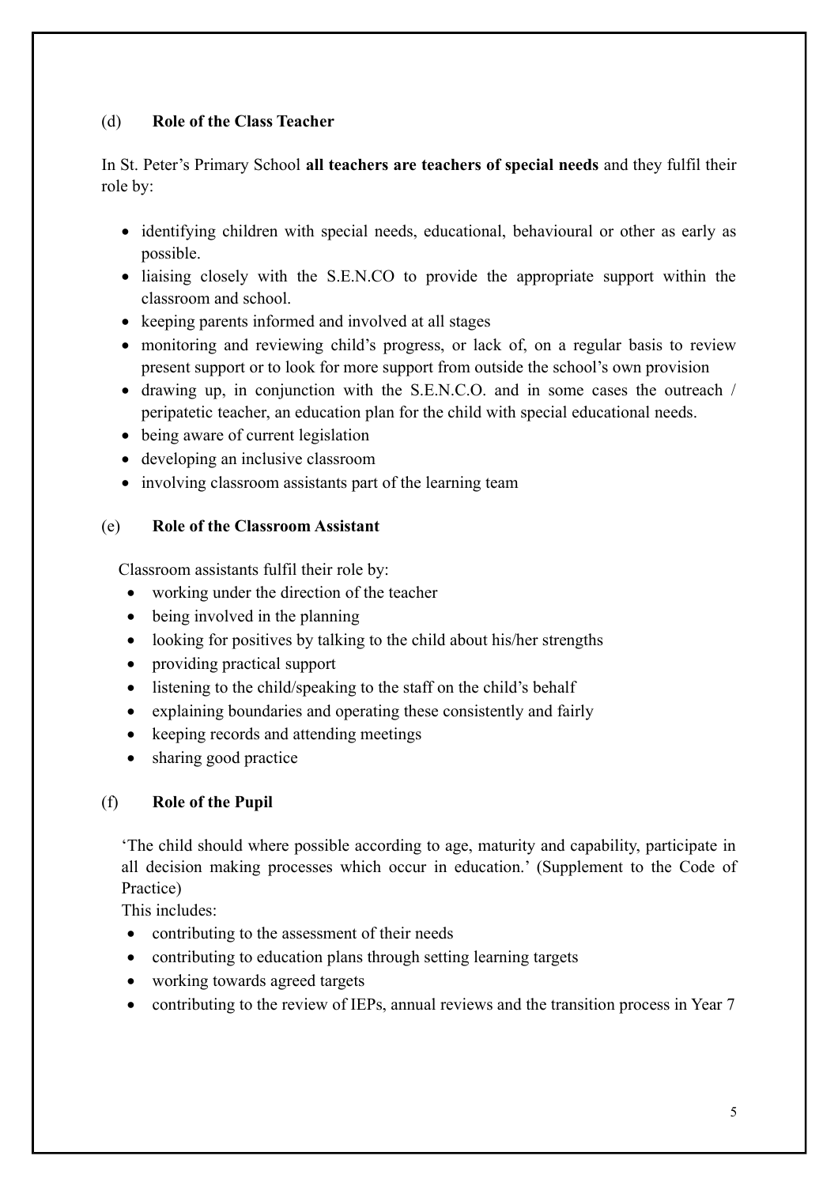### (d) Role of the Class Teacher

In St. Peter's Primary School **all teachers are teachers of special needs** and they fulfil their role by:

- identifying children with special needs, educational, behavioural or other as early as possible.
- liaising closely with the S.E.N.CO to provide the appropriate support within the classroom and school.
- keeping parents informed and involved at all stages
- monitoring and reviewing child's progress, or lack of, on a regular basis to review present support or to look for more support from outside the school's own provision
- drawing up, in conjunction with the S.E.N.C.O. and in some cases the outreach / peripatetic teacher, an education plan for the child with special educational needs.
- being aware of current legislation
- developing an inclusive classroom
- involving classroom assistants part of the learning team

### (e) Role of the Classroom Assistant

Classroom assistants fulfil their role by:

- working under the direction of the teacher
- being involved in the planning
- looking for positives by talking to the child about his/her strengths
- providing practical support
- listening to the child/speaking to the staff on the child's behalf
- explaining boundaries and operating these consistently and fairly
- keeping records and attending meetings
- sharing good practice

### (f) Role of the Pupil

'The child should where possible according to age, maturity and capability, participate in all decision making processes which occur in education.' (Supplement to the Code of Practice)

This includes:

- contributing to the assessment of their needs
- contributing to education plans through setting learning targets
- working towards agreed targets
- contributing to the review of IEPs, annual reviews and the transition process in Year 7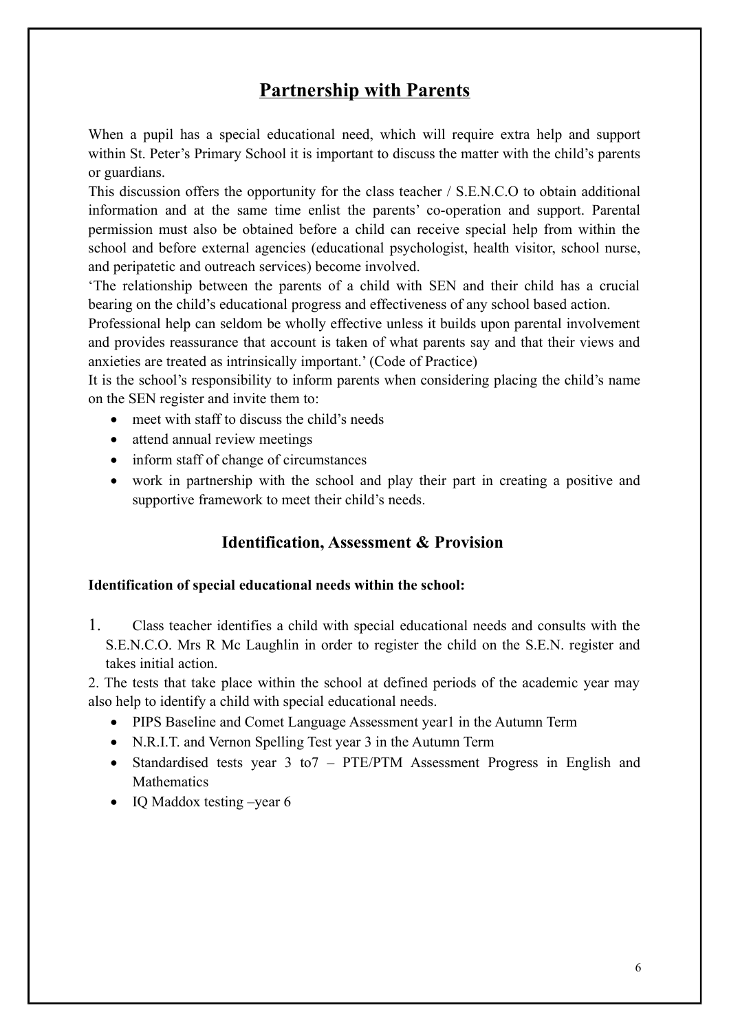## Partnership with Parents

When a pupil has a special educational need, which will require extra help and support within St. Peter's Primary School it is important to discuss the matter with the child's parents or guardians.

This discussion offers the opportunity for the class teacher / S.E.N.C.O to obtain additional information and at the same time enlist the parents' co-operation and support. Parental permission must also be obtained before a child can receive special help from within the school and before external agencies (educational psychologist, health visitor, school nurse, and peripatetic and outreach services) become involved.

'The relationship between the parents of a child with SEN and their child has a crucial bearing on the child's educational progress and effectiveness of any school based action.

Professional help can seldom be wholly effective unless it builds upon parental involvement and provides reassurance that account is taken of what parents say and that their views and anxieties are treated as intrinsically important.' (Code of Practice)

It is the school's responsibility to inform parents when considering placing the child's name on the SEN register and invite them to:

- meet with staff to discuss the child's needs
- attend annual review meetings
- inform staff of change of circumstances
- work in partnership with the school and play their part in creating a positive and supportive framework to meet their child's needs.

## Identification, Assessment & Provision

**Identification of special educational needs within the school:**

1. Class teacher identifies a child with special educational needs and consults with the S.E.N.C.O. Mrs R Mc Laughlin in order to register the child on the S.E.N. register and takes initial action.

2. The tests that take place within the school at defined periods of the academic year may also help to identify a child with special educational needs.

- PIPS Baseline and Comet Language Assessment year1 in the Autumn Term
- N.R.I.T. and Vernon Spelling Test year 3 in the Autumn Term
- Standardised tests year 3 to7 – PTE/PTM Assessment Progress in English and Mathematics
- IQ Maddox testing –year 6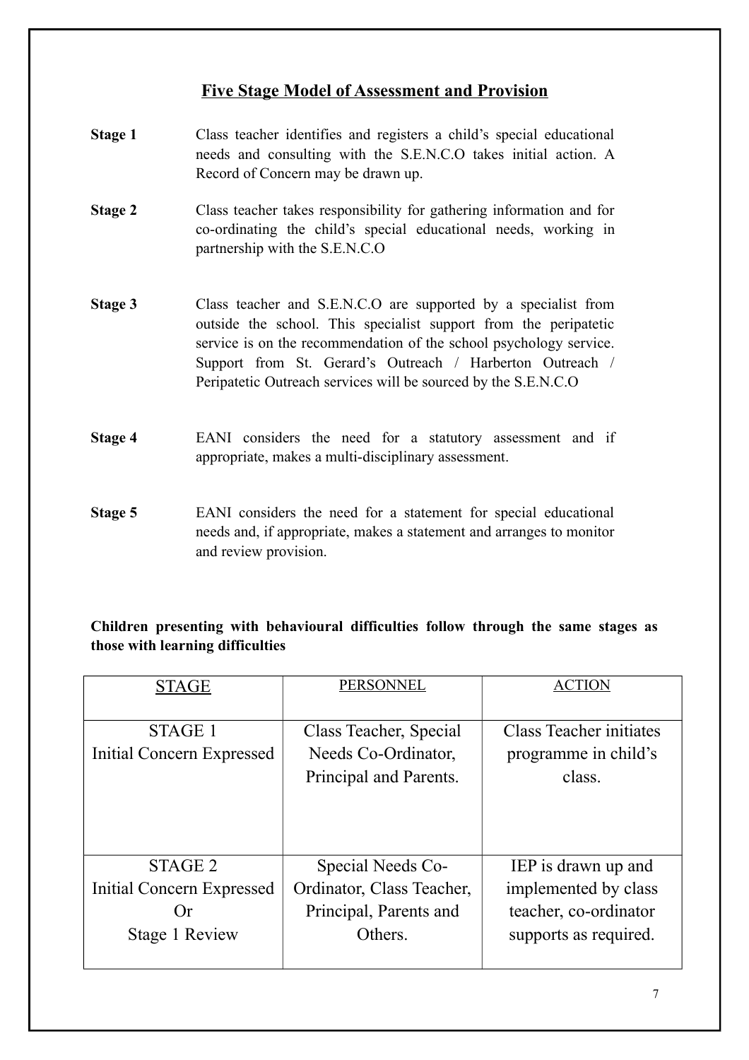## Five Stage Model of Assessment and Provision

**Stage 1** Class teacher identifies and registers a child's special educational needs and consulting with the S.E.N.C.O takes initial action. A Record of Concern may be drawn up.

**Stage 2** Class teacher takes responsibility for gathering information and for co-ordinating the child's special educational needs, working in partnership with the S.E.N.C.O

**Stage 3** Class teacher and S.E.N.C.O are supported by a specialist from outside the school. This specialist support from the peripatetic service is on the recommendation of the school psychology service. Support from St. Gerard's Outreach / Harberton Outreach / Peripatetic Outreach services will be sourced by the S.E.N.C.O

**Stage 4** EANI considers the need for a statutory assessment and if appropriate, makes a multi-disciplinary assessment.

**Stage 5** EANI considers the need for a statement for special educational needs and, if appropriate, makes a statement and arranges to monitor and review provision.

**Children presenting with behavioural difficulties follow through the same stages as those with learning difficulties**

| STAGE | PERSONNEL | ACTION |
|---|---|---|
| STAGE 1<br>Initial Concern Expressed | Class Teacher, Special Needs Co-Ordinator, Principal and Parents. | Class Teacher initiates programme in child's class. |
| STAGE 2<br>Initial Concern Expressed<br>Or<br>Stage 1 Review | Special Needs Co-Ordinator, Class Teacher, Principal, Parents and Others. | IEP is drawn up and implemented by class teacher, co-ordinator supports as required. |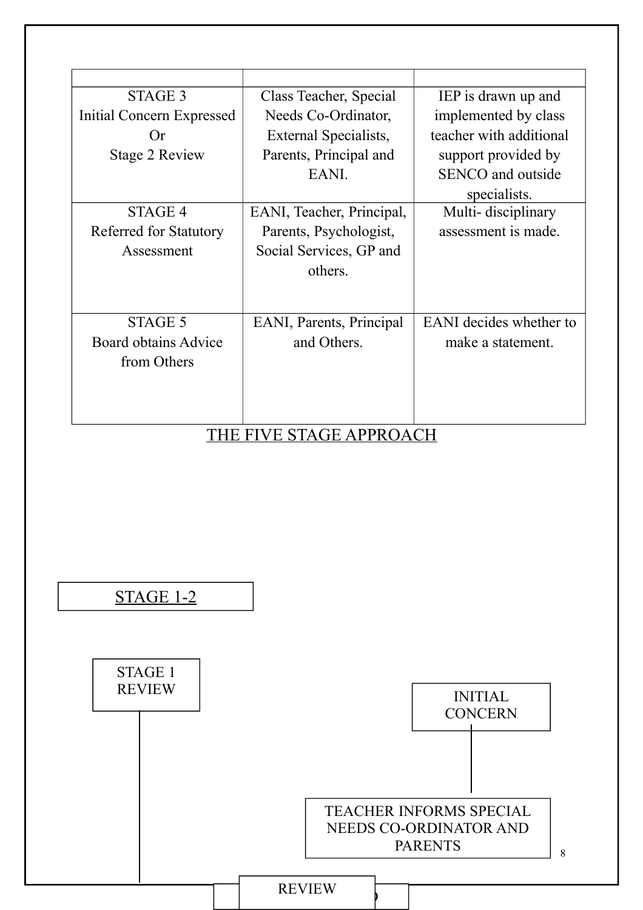| | | |
|---|---|---|
| STAGE 3<br>Initial Concern Expressed<br>Or<br>Stage 2 Review | Class Teacher, Special Needs Co-Ordinator, External Specialists, Parents, Principal and EANI. | IEP is drawn up and implemented by class teacher with additional support provided by SENCO and outside specialists. |
| STAGE 4<br>Referred for Statutory Assessment | EANI, Teacher, Principal, Parents, Psychologist, Social Services, GP and others. | Multi- disciplinary assessment is made. |
| STAGE 5<br>Board obtains Advice from Others | EANI, Parents, Principal and Others. | EANI decides whether to make a statement. |

THE FIVE STAGE APPROACH

STAGE 1-2

STAGE 1 REVIEW

INITIAL CONCERN

TEACHER INFORMS SPECIAL NEEDS CO-ORDINATOR AND PARENTS

REVIEW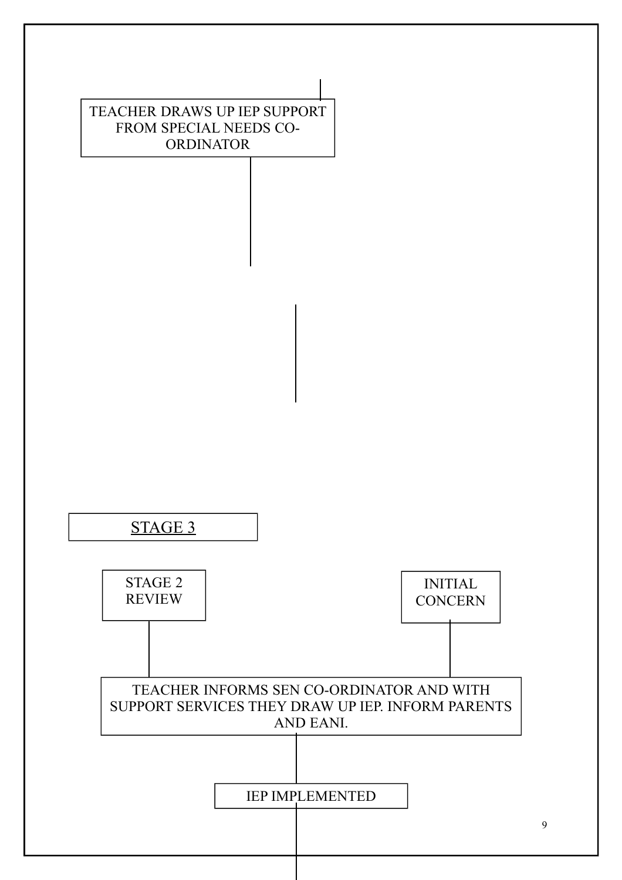TEACHER DRAWS UP IEP SUPPORT FROM SPECIAL NEEDS CO-ORDINATOR

## STAGE 3

STAGE 2 REVIEW

INITIAL CONCERN

TEACHER INFORMS SEN CO-ORDINATOR AND WITH SUPPORT SERVICES THEY DRAW UP IEP. INFORM PARENTS AND EANI.

IEP IMPLEMENTED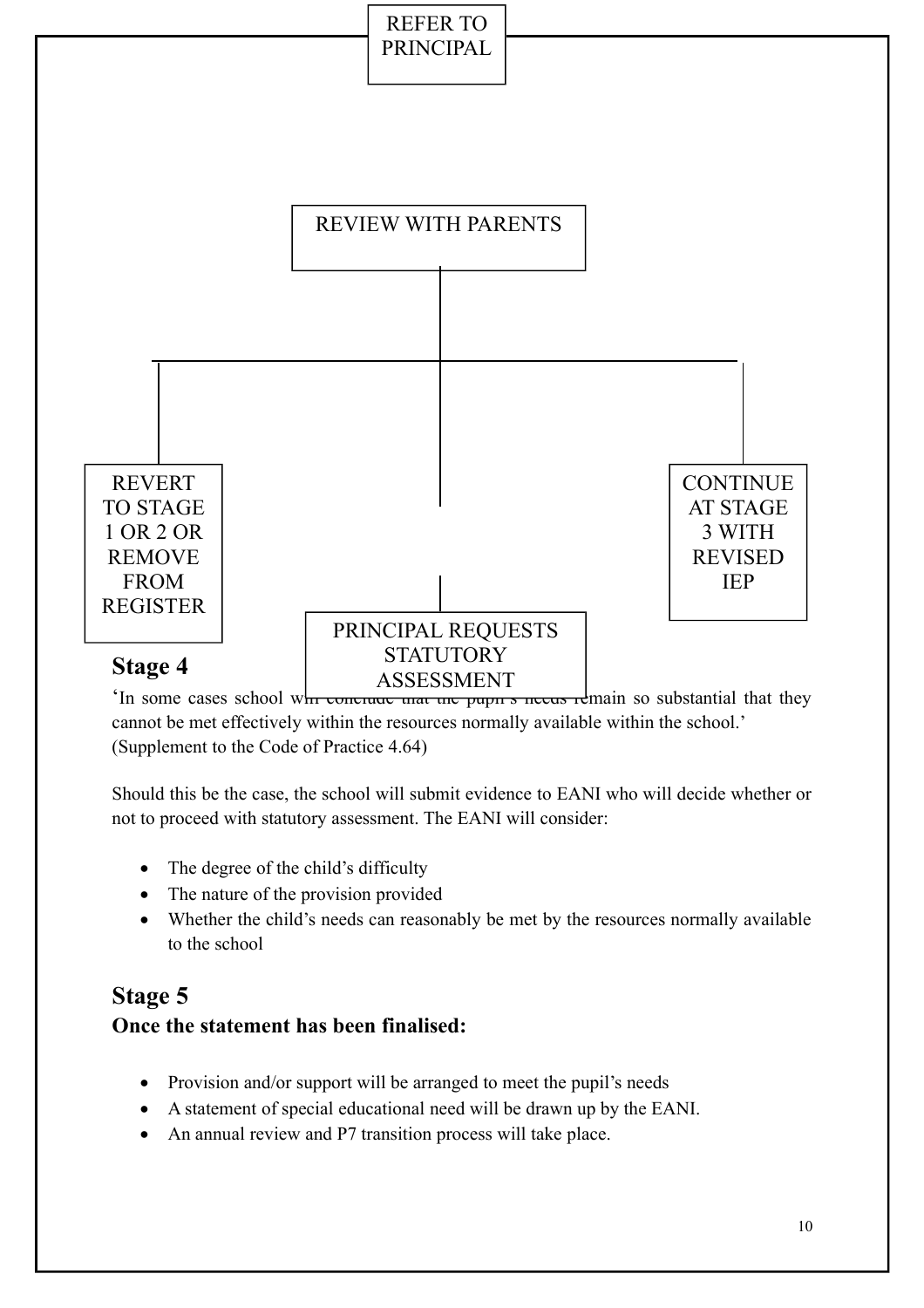REFER TO PRINCIPAL

REVIEW WITH PARENTS

REVERT TO STAGE 1 OR 2 OR REMOVE FROM REGISTER

PRINCIPAL REQUESTS STATUTORY ASSESSMENT

CONTINUE AT STAGE 3 WITH REVISED IEP

## Stage 4

'In some cases school will conclude that the pupil's needs remain so substantial that they cannot be met effectively within the resources normally available within the school.' (Supplement to the Code of Practice 4.64)

Should this be the case, the school will submit evidence to EANI who will decide whether or not to proceed with statutory assessment. The EANI will consider:

- The degree of the child's difficulty
- The nature of the provision provided
- Whether the child's needs can reasonably be met by the resources normally available to the school

## Stage 5

**Once the statement has been finalised:**

- Provision and/or support will be arranged to meet the pupil's needs
- A statement of special educational need will be drawn up by the EANI.
- An annual review and P7 transition process will take place.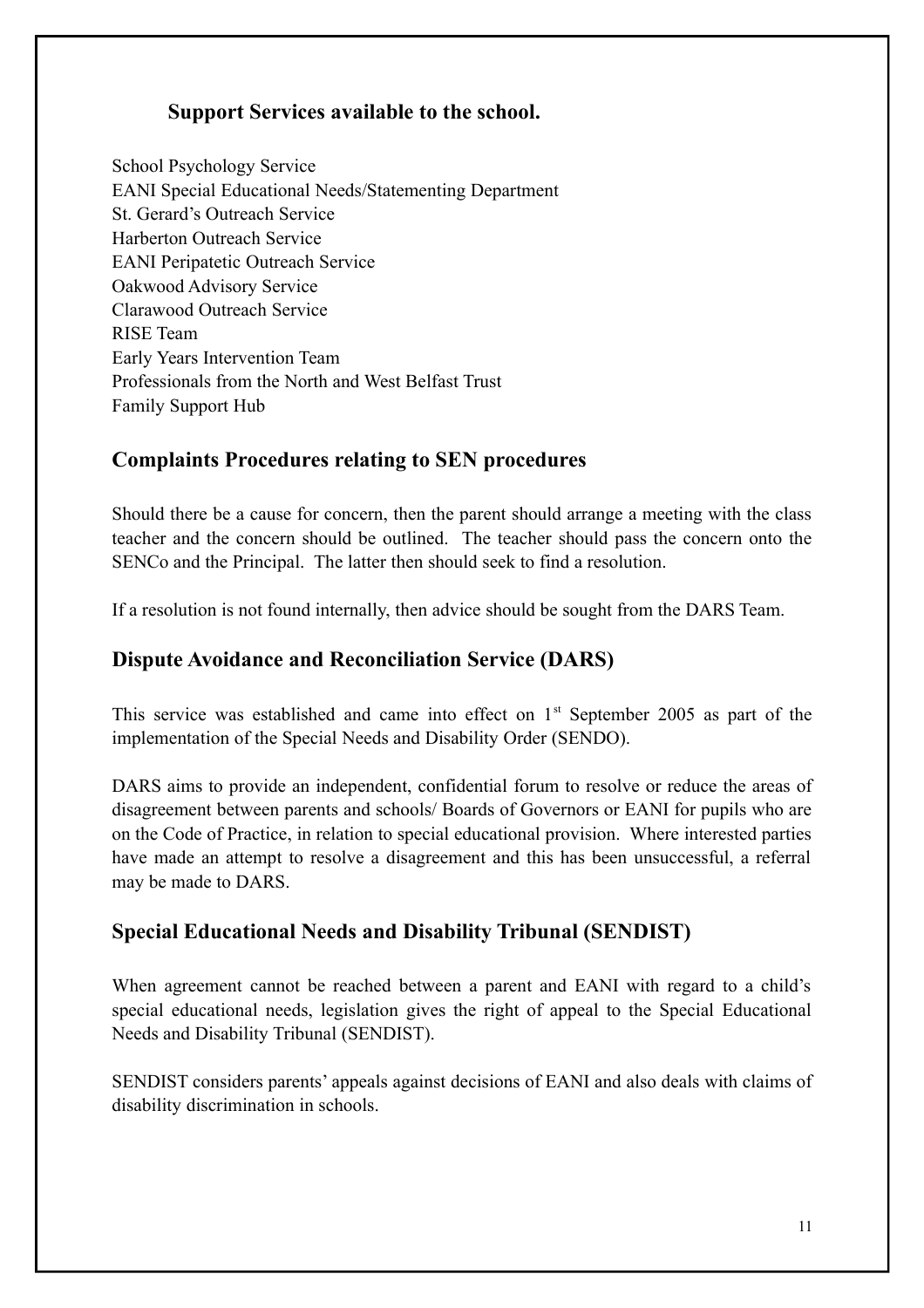### Support Services available to the school.

School Psychology Service
EANI Special Educational Needs/Statementing Department
St. Gerard's Outreach Service
Harberton Outreach Service
EANI Peripatetic Outreach Service
Oakwood Advisory Service
Clarawood Outreach Service
RISE Team
Early Years Intervention Team
Professionals from the North and West Belfast Trust
Family Support Hub

## Complaints Procedures relating to SEN procedures

Should there be a cause for concern, then the parent should arrange a meeting with the class teacher and the concern should be outlined. The teacher should pass the concern onto the SENCo and the Principal. The latter then should seek to find a resolution.

If a resolution is not found internally, then advice should be sought from the DARS Team.

## Dispute Avoidance and Reconciliation Service (DARS)

This service was established and came into effect on 1st September 2005 as part of the implementation of the Special Needs and Disability Order (SENDO).

DARS aims to provide an independent, confidential forum to resolve or reduce the areas of disagreement between parents and schools/ Boards of Governors or EANI for pupils who are on the Code of Practice, in relation to special educational provision. Where interested parties have made an attempt to resolve a disagreement and this has been unsuccessful, a referral may be made to DARS.

## Special Educational Needs and Disability Tribunal (SENDIST)

When agreement cannot be reached between a parent and EANI with regard to a child's special educational needs, legislation gives the right of appeal to the Special Educational Needs and Disability Tribunal (SENDIST).

SENDIST considers parents' appeals against decisions of EANI and also deals with claims of disability discrimination in schools.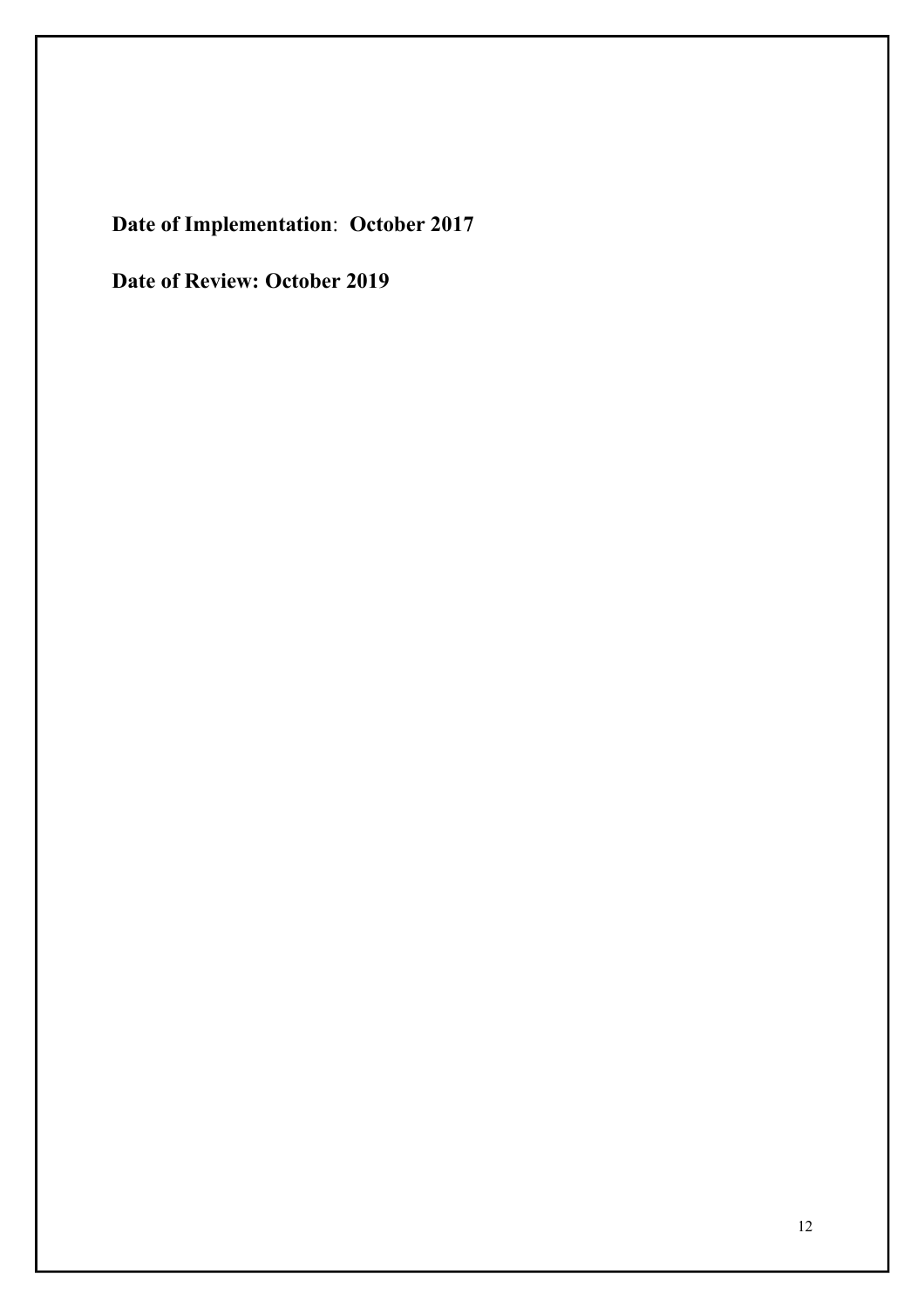**Date of Implementation**: **October 2017**

**Date of Review: October 2019**